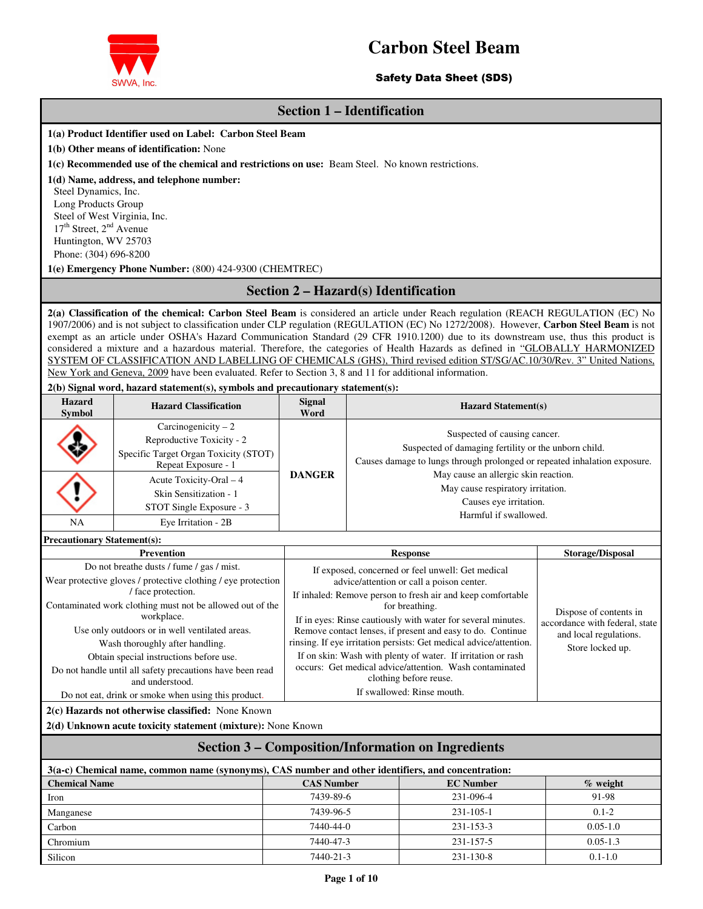# Carbon Steel Beam

**Safety Data Sheet (SDS)**

## Section 1 – Identification

**1(a) Product Identifier used on Label:** **Carbon Steel Beam**

**1(b) Other means of identification:** None

**1(c) Recommended use of the chemical and restrictions on use:** Beam Steel. No known restrictions.

**1(d) Name, address, and telephone number:**
Steel Dynamics, Inc.
Long Products Group
Steel of West Virginia, Inc.
17th Street, 2nd Avenue
Huntington, WV 25703
Phone: (304) 696-8200

**1(e) Emergency Phone Number:** (800) 424-9300 (CHEMTREC)

## Section 2 – Hazard(s) Identification

**2(a) Classification of the chemical: Carbon Steel Beam** is considered an article under Reach regulation (REACH REGULATION (EC) No 1907/2006) and is not subject to classification under CLP regulation (REGULATION (EC) No 1272/2008). However, **Carbon Steel Beam** is not exempt as an article under OSHA's Hazard Communication Standard (29 CFR 1910.1200) due to its downstream use, thus this product is considered a mixture and a hazardous material. Therefore, the categories of Health Hazards as defined in "GLOBALLY HARMONIZED SYSTEM OF CLASSIFICATION AND LABELLING OF CHEMICALS (GHS), Third revised edition ST/SG/AC.10/30/Rev. 3" United Nations, New York and Geneva, 2009 have been evaluated. Refer to Section 3, 8 and 11 for additional information.

**2(b) Signal word, hazard statement(s), symbols and precautionary statement(s):**

| Hazard Symbol | Hazard Classification | Signal Word | Hazard Statement(s) |
|---|---|---|---|
| | Carcinogenicity – 2<br>Reproductive Toxicity - 2<br>Specific Target Organ Toxicity (STOT) Repeat Exposure - 1 | DANGER | Suspected of causing cancer.<br>Suspected of damaging fertility or the unborn child.<br>Causes damage to lungs through prolonged or repeated inhalation exposure.<br>May cause an allergic skin reaction.<br>May cause respiratory irritation.<br>Causes eye irritation.<br>Harmful if swallowed. |
| | Acute Toxicity-Oral – 4<br>Skin Sensitization - 1<br>STOT Single Exposure - 3 | | |
| NA | Eye Irritation - 2B | | |

**Precautionary Statement(s):**

| Prevention | Response | Storage/Disposal |
|---|---|---|
| Do not breathe dusts / fume / gas / mist.<br>Wear protective gloves / protective clothing / eye protection / face protection.<br>Contaminated work clothing must not be allowed out of the workplace.<br>Use only outdoors or in well ventilated areas.<br>Wash thoroughly after handling.<br>Obtain special instructions before use.<br>Do not handle until all safety precautions have been read and understood.<br>Do not eat, drink or smoke when using this product. | If exposed, concerned or feel unwell: Get medical advice/attention or call a poison center.<br>If inhaled: Remove person to fresh air and keep comfortable for breathing.<br>If in eyes: Rinse cautiously with water for several minutes. Remove contact lenses, if present and easy to do. Continue rinsing. If eye irritation persists: Get medical advice/attention.<br>If on skin: Wash with plenty of water. If irritation or rash occurs: Get medical advice/attention. Wash contaminated clothing before reuse.<br>If swallowed: Rinse mouth. | Dispose of contents in accordance with federal, state and local regulations.<br>Store locked up. |

**2(c) Hazards not otherwise classified:** None Known

**2(d) Unknown acute toxicity statement (mixture):** None Known

## Section 3 – Composition/Information on Ingredients

**3(a-c) Chemical name, common name (synonyms), CAS number and other identifiers, and concentration:**

| Chemical Name | CAS Number | EC Number | % weight |
|---|---|---|---|
| Iron | 7439-89-6 | 231-096-4 | 91-98 |
| Manganese | 7439-96-5 | 231-105-1 | 0.1-2 |
| Carbon | 7440-44-0 | 231-153-3 | 0.05-1.0 |
| Chromium | 7440-47-3 | 231-157-5 | 0.05-1.3 |
| Silicon | 7440-21-3 | 231-130-8 | 0.1-1.0 |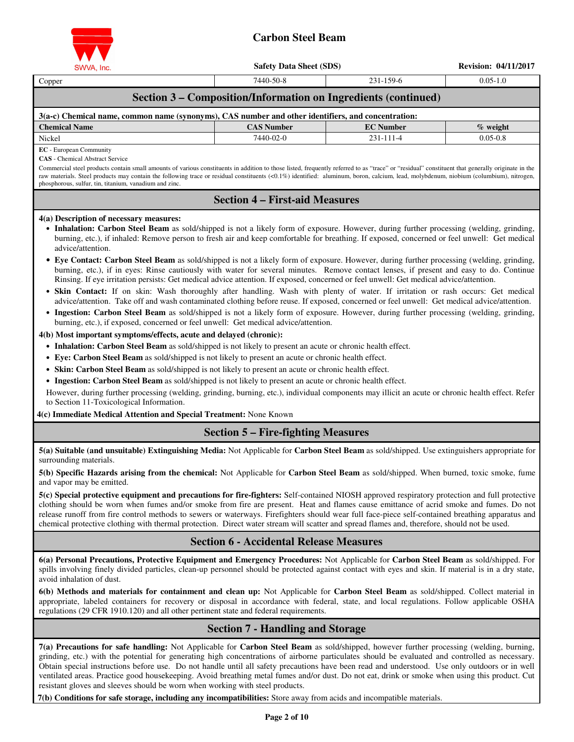| Copper | 7440-50-8 | 231-159-6 | 0.05-1.0 |
|---|---|---|---|

## Section 3 – Composition/Information on Ingredients (continued)

**3(a-c) Chemical name, common name (synonyms), CAS number and other identifiers, and concentration:**

| Chemical Name | CAS Number | EC Number | % weight |
|---|---|---|---|
| Nickel | 7440-02-0 | 231-111-4 | 0.05-0.8 |

**EC** - European Community

**CAS** - Chemical Abstract Service

Commercial steel products contain small amounts of various constituents in addition to those listed, frequently referred to as "trace" or "residual" constituent that generally originate in the raw materials. Steel products may contain the following trace or residual constituents (<0.1%) identified: aluminum, boron, calcium, lead, molybdenum, niobium (columbium), nitrogen, phosphorous, sulfur, tin, titanium, vanadium and zinc.

## Section 4 – First-aid Measures

**4(a) Description of necessary measures:**

- **Inhalation: Carbon Steel Beam** as sold/shipped is not a likely form of exposure. However, during further processing (welding, grinding, burning, etc.), if inhaled: Remove person to fresh air and keep comfortable for breathing. If exposed, concerned or feel unwell: Get medical advice/attention.
- **Eye Contact: Carbon Steel Beam** as sold/shipped is not a likely form of exposure. However, during further processing (welding, grinding, burning, etc.), if in eyes: Rinse cautiously with water for several minutes. Remove contact lenses, if present and easy to do. Continue Rinsing. If eye irritation persists: Get medical advice attention. If exposed, concerned or feel unwell: Get medical advice/attention.
- **Skin Contact:** If on skin: Wash thoroughly after handling. Wash with plenty of water. If irritation or rash occurs: Get medical advice/attention. Take off and wash contaminated clothing before reuse. If exposed, concerned or feel unwell: Get medical advice/attention.
- **Ingestion: Carbon Steel Beam** as sold/shipped is not a likely form of exposure. However, during further processing (welding, grinding, burning, etc.), if exposed, concerned or feel unwell: Get medical advice/attention.

**4(b) Most important symptoms/effects, acute and delayed (chronic):**

- **Inhalation: Carbon Steel Beam** as sold/shipped is not likely to present an acute or chronic health effect.
- **Eye: Carbon Steel Beam** as sold/shipped is not likely to present an acute or chronic health effect.
- **Skin: Carbon Steel Beam** as sold/shipped is not likely to present an acute or chronic health effect.
- **Ingestion: Carbon Steel Beam** as sold/shipped is not likely to present an acute or chronic health effect.

However, during further processing (welding, grinding, burning, etc.), individual components may illicit an acute or chronic health effect. Refer to Section 11-Toxicological Information.

**4(c) Immediate Medical Attention and Special Treatment:** None Known

## Section 5 – Fire-fighting Measures

**5(a) Suitable (and unsuitable) Extinguishing Media:** Not Applicable for **Carbon Steel Beam** as sold/shipped. Use extinguishers appropriate for surrounding materials.

**5(b) Specific Hazards arising from the chemical:** Not Applicable for **Carbon Steel Beam** as sold/shipped. When burned, toxic smoke, fume and vapor may be emitted.

**5(c) Special protective equipment and precautions for fire-fighters:** Self-contained NIOSH approved respiratory protection and full protective clothing should be worn when fumes and/or smoke from fire are present. Heat and flames cause emittance of acrid smoke and fumes. Do not release runoff from fire control methods to sewers or waterways. Firefighters should wear full face-piece self-contained breathing apparatus and chemical protective clothing with thermal protection. Direct water stream will scatter and spread flames and, therefore, should not be used.

## Section 6 - Accidental Release Measures

**6(a) Personal Precautions, Protective Equipment and Emergency Procedures:** Not Applicable for **Carbon Steel Beam** as sold/shipped. For spills involving finely divided particles, clean-up personnel should be protected against contact with eyes and skin. If material is in a dry state, avoid inhalation of dust.

**6(b) Methods and materials for containment and clean up:** Not Applicable for **Carbon Steel Beam** as sold/shipped. Collect material in appropriate, labeled containers for recovery or disposal in accordance with federal, state, and local regulations. Follow applicable OSHA regulations (29 CFR 1910.120) and all other pertinent state and federal requirements.

## Section 7 - Handling and Storage

**7(a) Precautions for safe handling:** Not Applicable for **Carbon Steel Beam** as sold/shipped, however further processing (welding, burning, grinding, etc.) with the potential for generating high concentrations of airborne particulates should be evaluated and controlled as necessary. Obtain special instructions before use. Do not handle until all safety precautions have been read and understood. Use only outdoors or in well ventilated areas. Practice good housekeeping. Avoid breathing metal fumes and/or dust. Do not eat, drink or smoke when using this product. Cut resistant gloves and sleeves should be worn when working with steel products.

**7(b) Conditions for safe storage, including any incompatibilities:** Store away from acids and incompatible materials.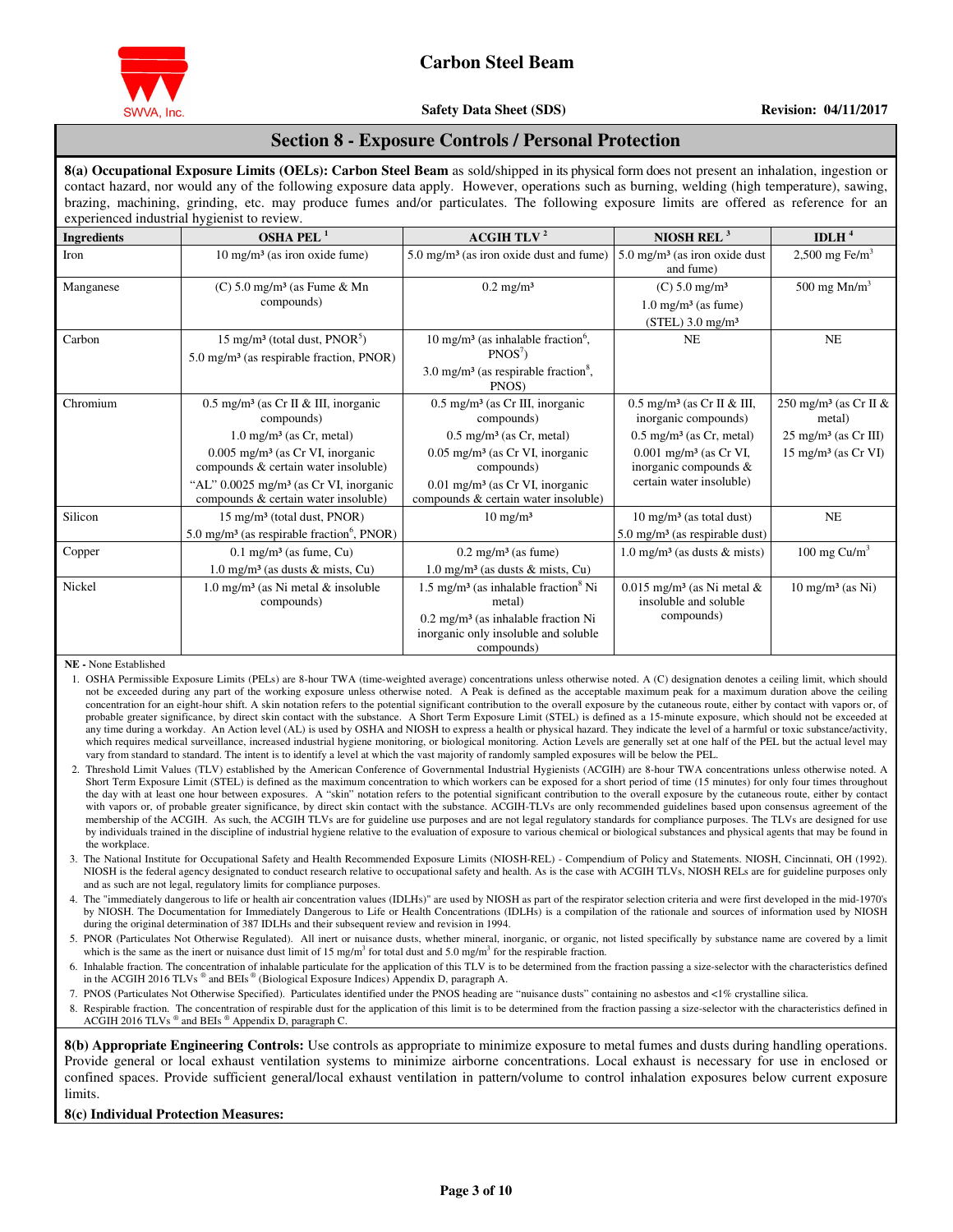## Section 8 - Exposure Controls / Personal Protection

**8(a) Occupational Exposure Limits (OELs): Carbon Steel Beam** as sold/shipped in its physical form does not present an inhalation, ingestion or contact hazard, nor would any of the following exposure data apply. However, operations such as burning, welding (high temperature), sawing, brazing, machining, grinding, etc. may produce fumes and/or particulates. The following exposure limits are offered as reference for an experienced industrial hygienist to review.

| Ingredients | OSHA PEL [1] | ACGIH TLV [2] | NIOSH REL [3] | IDLH [4] |
|---|---|---|---|---|
| Iron | 10 mg/m³ (as iron oxide fume) | 5.0 mg/m³ (as iron oxide dust and fume) | 5.0 mg/m³ (as iron oxide dust and fume) | 2,500 mg Fe/m³ |
| Manganese | (C) 5.0 mg/m³ (as Fume & Mn compounds) | 0.2 mg/m³ | (C) 5.0 mg/m³<br>1.0 mg/m³ (as fume)<br>(STEL) 3.0 mg/m³ | 500 mg Mn/m³ |
| Carbon | 15 mg/m³ (total dust, PNOR[5])<br>5.0 mg/m³ (as respirable fraction, PNOR) | 10 mg/m³ (as inhalable fraction[6], PNOS[7])<br>3.0 mg/m³ (as respirable fraction[8], PNOS) | NE | NE |
| Chromium | 0.5 mg/m³ (as Cr II & III, inorganic compounds)<br>1.0 mg/m³ (as Cr, metal)<br>0.005 mg/m³ (as Cr VI, inorganic compounds & certain water insoluble)<br>"AL" 0.0025 mg/m³ (as Cr VI, inorganic compounds & certain water insoluble) | 0.5 mg/m³ (as Cr III, inorganic compounds)<br>0.5 mg/m³ (as Cr, metal)<br>0.05 mg/m³ (as Cr VI, inorganic compounds)<br>0.01 mg/m³ (as Cr VI, inorganic compounds & certain water insoluble) | 0.5 mg/m³ (as Cr II & III, inorganic compounds)<br>0.5 mg/m³ (as Cr, metal)<br>0.001 mg/m³ (as Cr VI, inorganic compounds & certain water insoluble) | 250 mg/m³ (as Cr II & metal)<br>25 mg/m³ (as Cr III)<br>15 mg/m³ (as Cr VI) |
| Silicon | 15 mg/m³ (total dust, PNOR)<br>5.0 mg/m³ (as respirable fraction[6], PNOR) | 10 mg/m³ | 10 mg/m³ (as total dust)<br>5.0 mg/m³ (as respirable dust) | NE |
| Copper | 0.1 mg/m³ (as fume, Cu)<br>1.0 mg/m³ (as dusts & mists, Cu) | 0.2 mg/m³ (as fume)<br>1.0 mg/m³ (as dusts & mists, Cu) | 1.0 mg/m³ (as dusts & mists) | 100 mg Cu/m³ |
| Nickel | 1.0 mg/m³ (as Ni metal & insoluble compounds) | 1.5 mg/m³ (as inhalable fraction[8] Ni metal)<br>0.2 mg/m³ (as inhalable fraction Ni inorganic only insoluble and soluble compounds) | 0.015 mg/m³ (as Ni metal & insoluble and soluble compounds) | 10 mg/m³ (as Ni) |

**NE** - None Established

1. OSHA Permissible Exposure Limits (PELs) are 8-hour TWA (time-weighted average) concentrations unless otherwise noted. A (C) designation denotes a ceiling limit, which should not be exceeded during any part of the working exposure unless otherwise noted. A Peak is defined as the acceptable maximum peak for a maximum duration above the ceiling concentration for an eight-hour shift. A skin notation refers to the potential significant contribution to the overall exposure by the cutaneous route, either by contact with vapors or, of probable greater significance, by direct skin contact with the substance. A Short Term Exposure Limit (STEL) is defined as a 15-minute exposure, which should not be exceeded at any time during a workday. An Action level (AL) is used by OSHA and NIOSH to express a health or physical hazard. They indicate the level of a harmful or toxic substance/activity, which requires medical surveillance, increased industrial hygiene monitoring, or biological monitoring. Action Levels are generally set at one half of the PEL but the actual level may vary from standard to standard. The intent is to identify a level at which the vast majority of randomly sampled exposures will be below the PEL.
2. Threshold Limit Values (TLV) established by the American Conference of Governmental Industrial Hygienists (ACGIH) are 8-hour TWA concentrations unless otherwise noted. A Short Term Exposure Limit (STEL) is defined as the maximum concentration to which workers can be exposed for a short period of time (15 minutes) for only four times throughout the day with at least one hour between exposures. A "skin" notation refers to the potential significant contribution to the overall exposure by the cutaneous route, either by contact with vapors or, of probable greater significance, by direct skin contact with the substance. ACGIH-TLVs are only recommended guidelines based upon consensus agreement of the membership of the ACGIH. As such, the ACGIH TLVs are for guideline use purposes and are not legal regulatory standards for compliance purposes. The TLVs are designed for use by individuals trained in the discipline of industrial hygiene relative to the evaluation of exposure to various chemical or biological substances and physical agents that may be found in the workplace.
3. The National Institute for Occupational Safety and Health Recommended Exposure Limits (NIOSH-REL) - Compendium of Policy and Statements. NIOSH, Cincinnati, OH (1992). NIOSH is the federal agency designated to conduct research relative to occupational safety and health. As is the case with ACGIH TLVs, NIOSH RELs are for guideline purposes only and as such are not legal, regulatory limits for compliance purposes.
4. The "immediately dangerous to life or health air concentration values (IDLHs)" are used by NIOSH as part of the respirator selection criteria and were first developed in the mid-1970's by NIOSH. The Documentation for Immediately Dangerous to Life or Health Concentrations (IDLHs) is a compilation of the rationale and sources of information used by NIOSH during the original determination of 387 IDLHs and their subsequent review and revision in 1994.
5. PNOR (Particulates Not Otherwise Regulated). All inert or nuisance dusts, whether mineral, inorganic, or organic, not listed specifically by substance name are covered by a limit which is the same as the inert or nuisance dust limit of 15 mg/m³ for total dust and 5.0 mg/m³ for the respirable fraction.
6. Inhalable fraction. The concentration of inhalable particulate for the application of this TLV is to be determined from the fraction passing a size-selector with the characteristics defined in the ACGIH 2016 TLVs ® and BEIs ® (Biological Exposure Indices) Appendix D, paragraph A.
7. PNOS (Particulates Not Otherwise Specified). Particulates identified under the PNOS heading are "nuisance dusts" containing no asbestos and <1% crystalline silica.
8. Respirable fraction. The concentration of respirable dust for the application of this limit is to be determined from the fraction passing a size-selector with the characteristics defined in ACGIH 2016 TLVs ® and BEIs ® Appendix D, paragraph C.

**8(b) Appropriate Engineering Controls:** Use controls as appropriate to minimize exposure to metal fumes and dusts during handling operations. Provide general or local exhaust ventilation systems to minimize airborne concentrations. Local exhaust is necessary for use in enclosed or confined spaces. Provide sufficient general/local exhaust ventilation in pattern/volume to control inhalation exposures below current exposure limits.

**8(c) Individual Protection Measures:**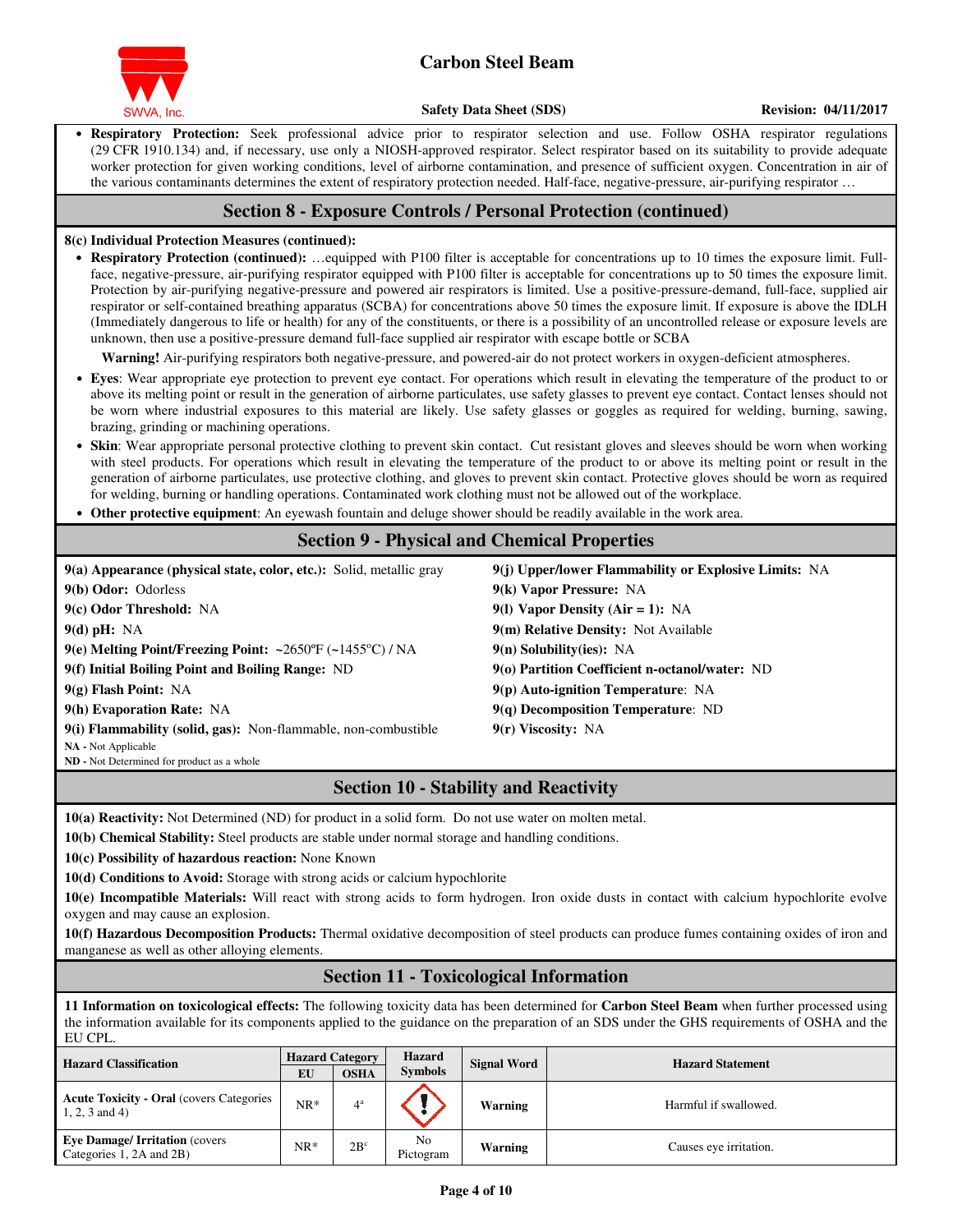- **Respiratory Protection:** Seek professional advice prior to respirator selection and use. Follow OSHA respirator regulations (29 CFR 1910.134) and, if necessary, use only a NIOSH-approved respirator. Select respirator based on its suitability to provide adequate worker protection for given working conditions, level of airborne contamination, and presence of sufficient oxygen. Concentration in air of the various contaminants determines the extent of respiratory protection needed. Half-face, negative-pressure, air-purifying respirator …

## Section 8 - Exposure Controls / Personal Protection (continued)

**8(c) Individual Protection Measures (continued):**

- **Respiratory Protection (continued):** …equipped with P100 filter is acceptable for concentrations up to 10 times the exposure limit. Full-face, negative-pressure, air-purifying respirator equipped with P100 filter is acceptable for concentrations up to 50 times the exposure limit. Protection by air-purifying negative-pressure and powered air respirators is limited. Use a positive-pressure-demand, full-face, supplied air respirator or self-contained breathing apparatus (SCBA) for concentrations above 50 times the exposure limit. If exposure is above the IDLH (Immediately dangerous to life or health) for any of the constituents, or there is a possibility of an uncontrolled release or exposure levels are unknown, then use a positive-pressure demand full-face supplied air respirator with escape bottle or SCBA

  **Warning!** Air-purifying respirators both negative-pressure, and powered-air do not protect workers in oxygen-deficient atmospheres.

- **Eyes**: Wear appropriate eye protection to prevent eye contact. For operations which result in elevating the temperature of the product to or above its melting point or result in the generation of airborne particulates, use safety glasses to prevent eye contact. Contact lenses should not be worn where industrial exposures to this material are likely. Use safety glasses or goggles as required for welding, burning, sawing, brazing, grinding or machining operations.
- **Skin**: Wear appropriate personal protective clothing to prevent skin contact. Cut resistant gloves and sleeves should be worn when working with steel products. For operations which result in elevating the temperature of the product to or above its melting point or result in the generation of airborne particulates, use protective clothing, and gloves to prevent skin contact. Protective gloves should be worn as required for welding, burning or handling operations. Contaminated work clothing must not be allowed out of the workplace.
- **Other protective equipment**: An eyewash fountain and deluge shower should be readily available in the work area.

## Section 9 - Physical and Chemical Properties

**9(a) Appearance (physical state, color, etc.):** Solid, metallic gray

**9(b) Odor:** Odorless

**9(c) Odor Threshold:** NA

**9(d) pH:** NA

**9(e) Melting Point/Freezing Point:** ~2650ºF (~1455ºC) / NA

**9(f) Initial Boiling Point and Boiling Range:** ND

**9(g) Flash Point:** NA

**9(h) Evaporation Rate:** NA

**9(i) Flammability (solid, gas):** Non-flammable, non-combustible

**9(j) Upper/lower Flammability or Explosive Limits:** NA

**9(k) Vapor Pressure:** NA

**9(l) Vapor Density (Air = 1):** NA

**9(m) Relative Density:** Not Available

**9(n) Solubility(ies):** NA

**9(o) Partition Coefficient n-octanol/water:** ND

**9(p) Auto-ignition Temperature**: NA

**9(q) Decomposition Temperature**: ND

**9(r) Viscosity:** NA

**NA -** Not Applicable
**ND -** Not Determined for product as a whole

## Section 10 - Stability and Reactivity

**10(a) Reactivity:** Not Determined (ND) for product in a solid form. Do not use water on molten metal.

**10(b) Chemical Stability:** Steel products are stable under normal storage and handling conditions.

**10(c) Possibility of hazardous reaction:** None Known

**10(d) Conditions to Avoid:** Storage with strong acids or calcium hypochlorite

**10(e) Incompatible Materials:** Will react with strong acids to form hydrogen. Iron oxide dusts in contact with calcium hypochlorite evolve oxygen and may cause an explosion.

**10(f) Hazardous Decomposition Products:** Thermal oxidative decomposition of steel products can produce fumes containing oxides of iron and manganese as well as other alloying elements.

## Section 11 - Toxicological Information

**11 Information on toxicological effects:** The following toxicity data has been determined for **Carbon Steel Beam** when further processed using the information available for its components applied to the guidance on the preparation of an SDS under the GHS requirements of OSHA and the EU CPL.

| Hazard Classification | Hazard Category | | Hazard Symbols | Signal Word | Hazard Statement |
|---|---|---|---|---|---|
| | EU | OSHA | | | |
| **Acute Toxicity - Oral** (covers Categories 1, 2, 3 and 4) | NR* | 4[a] | | **Warning** | Harmful if swallowed. |
| **Eye Damage/ Irritation** (covers Categories 1, 2A and 2B) | NR* | 2B[c] | No Pictogram | **Warning** | Causes eye irritation. |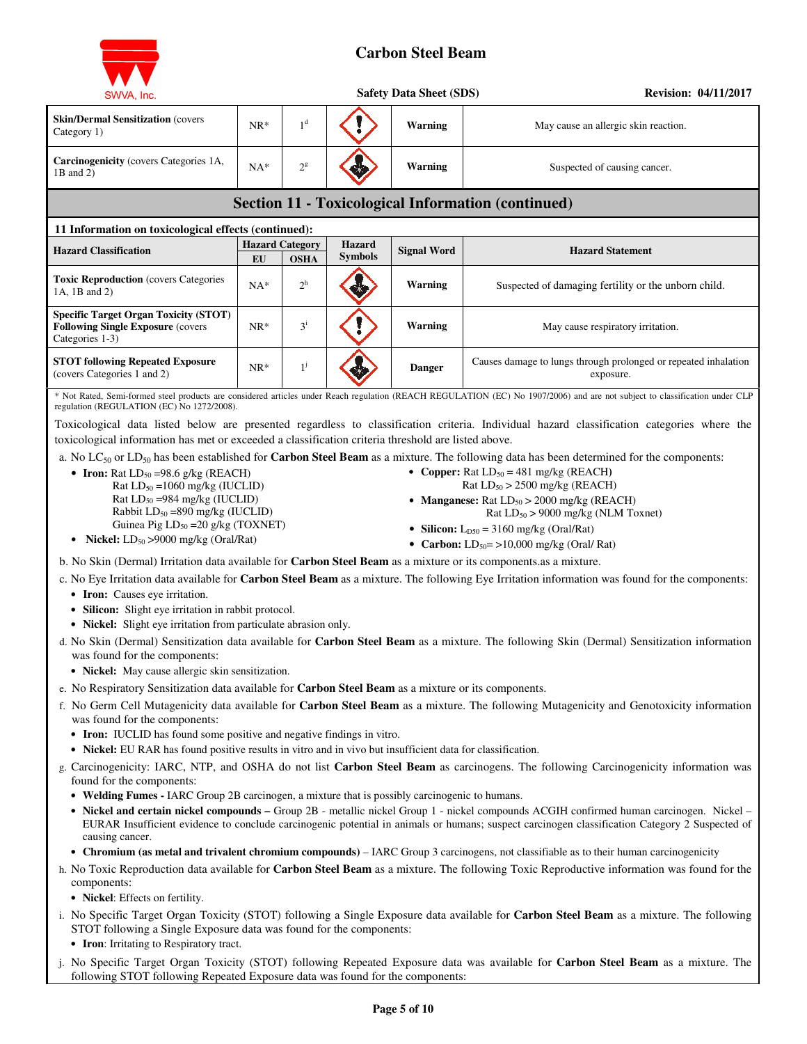| Skin/Dermal Sensitization (covers Category 1) | NR* | 1[d] | | Warning | May cause an allergic skin reaction. |
|---|---|---|---|---|---|
| Carcinogenicity (covers Categories 1A, 1B and 2) | NA* | 2[g] | | Warning | Suspected of causing cancer. |

## Section 11 - Toxicological Information (continued)

### 11 Information on toxicological effects (continued):

| Hazard Classification | Hazard Category | | Hazard Symbols | Signal Word | Hazard Statement |
|---|---|---|---|---|---|
| | EU | OSHA | | | |
| **Toxic Reproduction** (covers Categories 1A, 1B and 2) | NA* | 2[h] | | Warning | Suspected of damaging fertility or the unborn child. |
| **Specific Target Organ Toxicity (STOT) Following Single Exposure** (covers Categories 1-3) | NR* | 3[i] | | Warning | May cause respiratory irritation. |
| **STOT following Repeated Exposure** (covers Categories 1 and 2) | NR* | 1[j] | | Danger | Causes damage to lungs through prolonged or repeated inhalation exposure. |

\* Not Rated, Semi-formed steel products are considered articles under Reach regulation (REACH REGULATION (EC) No 1907/2006) and are not subject to classification under CLP regulation (REGULATION (EC) No 1272/2008).

Toxicological data listed below are presented regardless to classification criteria. Individual hazard classification categories where the toxicological information has met or exceeded a classification criteria threshold are listed above.

a. No $LC_{50}$ or $LD_{50}$ has been established for **Carbon Steel Beam** as a mixture. The following data has been determined for the components:

- **Iron:** Rat $LD_{50}$ =98.6 g/kg (REACH)
  Rat $LD_{50}$ =1060 mg/kg (IUCLID)
  Rat $LD_{50}$ =984 mg/kg (IUCLID)
  Rabbit $LD_{50}$ =890 mg/kg (IUCLID)
  Guinea Pig $LD_{50}$ =20 g/kg (TOXNET)
- **Nickel:** $LD_{50}$ >9000 mg/kg (Oral/Rat)
- **Copper:** Rat $LD_{50}$ = 481 mg/kg (REACH)
  Rat $LD_{50}$ > 2500 mg/kg (REACH)
- **Manganese:** Rat $LD_{50}$ > 2000 mg/kg (REACH)
  Rat $LD_{50}$ > 9000 mg/kg (NLM Toxnet)
- **Silicon:** $L_{D50}$ = 3160 mg/kg (Oral/Rat)
- **Carbon:** $LD_{50}$= >10,000 mg/kg (Oral/ Rat)

b. No Skin (Dermal) Irritation data available for **Carbon Steel Beam** as a mixture or its components.as a mixture.

c. No Eye Irritation data available for **Carbon Steel Beam** as a mixture. The following Eye Irritation information was found for the components:

- **Iron:** Causes eye irritation.
- **Silicon:** Slight eye irritation in rabbit protocol.
- **Nickel:** Slight eye irritation from particulate abrasion only.

d. No Skin (Dermal) Sensitization data available for **Carbon Steel Beam** as a mixture. The following Skin (Dermal) Sensitization information was found for the components:

- **Nickel:** May cause allergic skin sensitization.

e. No Respiratory Sensitization data available for **Carbon Steel Beam** as a mixture or its components.

f. No Germ Cell Mutagenicity data available for **Carbon Steel Beam** as a mixture. The following Mutagenicity and Genotoxicity information was found for the components:

- **Iron:** IUCLID has found some positive and negative findings in vitro.
- **Nickel:** EU RAR has found positive results in vitro and in vivo but insufficient data for classification.

g. Carcinogenicity: IARC, NTP, and OSHA do not list **Carbon Steel Beam** as carcinogens. The following Carcinogenicity information was found for the components:

- **Welding Fumes -** IARC Group 2B carcinogen, a mixture that is possibly carcinogenic to humans.
- **Nickel and certain nickel compounds –** Group 2B - metallic nickel Group 1 - nickel compounds ACGIH confirmed human carcinogen. Nickel – EURAR Insufficient evidence to conclude carcinogenic potential in animals or humans; suspect carcinogen classification Category 2 Suspected of causing cancer.
- **Chromium (as metal and trivalent chromium compounds)** – IARC Group 3 carcinogens, not classifiable as to their human carcinogenicity

h. No Toxic Reproduction data available for **Carbon Steel Beam** as a mixture. The following Toxic Reproductive information was found for the components:

- **Nickel**: Effects on fertility.

i. No Specific Target Organ Toxicity (STOT) following a Single Exposure data available for **Carbon Steel Beam** as a mixture. The following STOT following a Single Exposure data was found for the components:

- **Iron**: Irritating to Respiratory tract.

j. No Specific Target Organ Toxicity (STOT) following Repeated Exposure data was available for **Carbon Steel Beam** as a mixture. The following STOT following Repeated Exposure data was found for the components: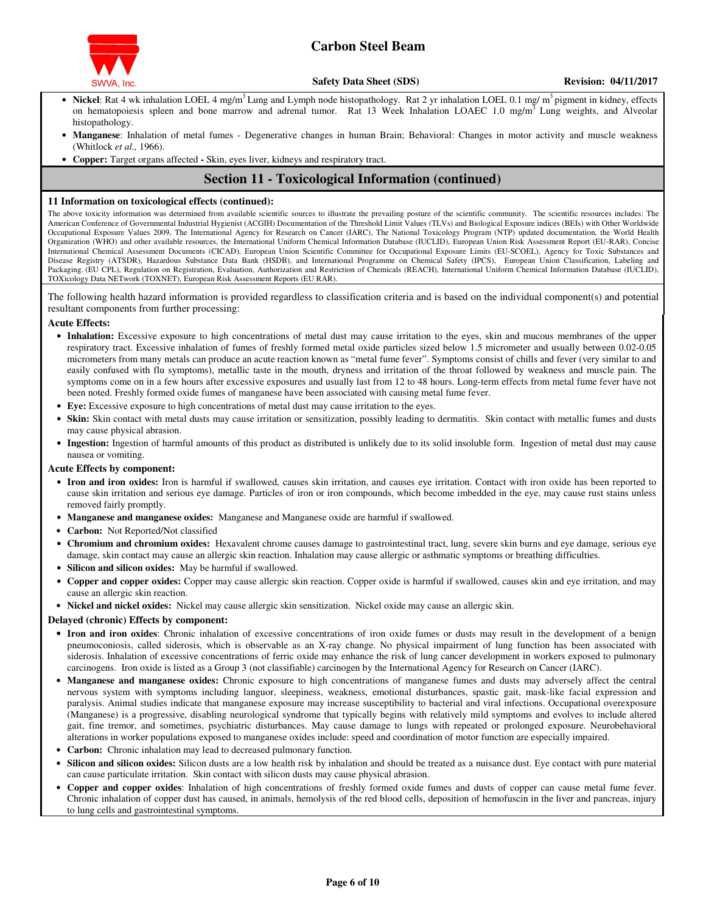- **Nickel**: Rat 4 wk inhalation LOEL 4 $mg/m^3$ Lung and Lymph node histopathology. Rat 2 yr inhalation LOEL 0.1 mg/ $m^3$ pigment in kidney, effects on hematopoiesis spleen and bone marrow and adrenal tumor. Rat 13 Week Inhalation LOAEC 1.0 $mg/m^3$ Lung weights, and Alveolar histopathology.
- **Manganese**: Inhalation of metal fumes - Degenerative changes in human Brain; Behavioral: Changes in motor activity and muscle weakness (Whitlock *et al.,* 1966).
- **Copper:** Target organs affected **-** Skin, eyes liver, kidneys and respiratory tract.

## Section 11 - Toxicological Information (continued)

### 11 Information on toxicological effects (continued):

The above toxicity information was determined from available scientific sources to illustrate the prevailing posture of the scientific community. The scientific resources includes: The American Conference of Governmental Industrial Hygienist (ACGIH) Documentation of the Threshold Limit Values (TLVs) and Biological Exposure indices (BEIs) with Other Worldwide Occupational Exposure Values 2009, The International Agency for Research on Cancer (IARC), The National Toxicology Program (NTP) updated documentation, the World Health Organization (WHO) and other available resources, the International Uniform Chemical Information Database (IUCLID), European Union Risk Assessment Report (EU-RAR), Concise International Chemical Assessment Documents (CICAD), European Union Scientific Committee for Occupational Exposure Limits (EU-SCOEL), Agency for Toxic Substances and Disease Registry (ATSDR), Hazardous Substance Data Bank (HSDB), and International Programme on Chemical Safety (IPCS), European Union Classification, Labeling and Packaging. (EU CPL), Regulation on Registration, Evaluation, Authorization and Restriction of Chemicals (REACH), International Uniform Chemical Information Database (IUCLID), TOXicology Data NETwork (TOXNET), European Risk Assessment Reports (EU RAR).

The following health hazard information is provided regardless to classification criteria and is based on the individual component(s) and potential resultant components from further processing:

**Acute Effects:**

- **Inhalation:** Excessive exposure to high concentrations of metal dust may cause irritation to the eyes, skin and mucous membranes of the upper respiratory tract. Excessive inhalation of fumes of freshly formed metal oxide particles sized below 1.5 micrometer and usually between 0.02-0.05 micrometers from many metals can produce an acute reaction known as "metal fume fever". Symptoms consist of chills and fever (very similar to and easily confused with flu symptoms), metallic taste in the mouth, dryness and irritation of the throat followed by weakness and muscle pain. The symptoms come on in a few hours after excessive exposures and usually last from 12 to 48 hours. Long-term effects from metal fume fever have not been noted. Freshly formed oxide fumes of manganese have been associated with causing metal fume fever.
- **Eye:** Excessive exposure to high concentrations of metal dust may cause irritation to the eyes.
- **Skin:** Skin contact with metal dusts may cause irritation or sensitization, possibly leading to dermatitis. Skin contact with metallic fumes and dusts may cause physical abrasion.
- **Ingestion:** Ingestion of harmful amounts of this product as distributed is unlikely due to its solid insoluble form. Ingestion of metal dust may cause nausea or vomiting.

**Acute Effects by component:**

- **Iron and iron oxides:** Iron is harmful if swallowed, causes skin irritation, and causes eye irritation. Contact with iron oxide has been reported to cause skin irritation and serious eye damage. Particles of iron or iron compounds, which become imbedded in the eye, may cause rust stains unless removed fairly promptly.
- **Manganese and manganese oxides:** Manganese and Manganese oxide are harmful if swallowed.
- **Carbon:** Not Reported/Not classified
- **Chromium and chromium oxides:** Hexavalent chrome causes damage to gastrointestinal tract, lung, severe skin burns and eye damage, serious eye damage, skin contact may cause an allergic skin reaction. Inhalation may cause allergic or asthmatic symptoms or breathing difficulties.
- **Silicon and silicon oxides:** May be harmful if swallowed.
- **Copper and copper oxides:** Copper may cause allergic skin reaction. Copper oxide is harmful if swallowed, causes skin and eye irritation, and may cause an allergic skin reaction.
- **Nickel and nickel oxides:** Nickel may cause allergic skin sensitization. Nickel oxide may cause an allergic skin.

**Delayed (chronic) Effects by component:**

- **Iron and iron oxides**: Chronic inhalation of excessive concentrations of iron oxide fumes or dusts may result in the development of a benign pneumoconiosis, called siderosis, which is observable as an X-ray change. No physical impairment of lung function has been associated with siderosis. Inhalation of excessive concentrations of ferric oxide may enhance the risk of lung cancer development in workers exposed to pulmonary carcinogens. Iron oxide is listed as a Group 3 (not classifiable) carcinogen by the International Agency for Research on Cancer (IARC).
- **Manganese and manganese oxides:** Chronic exposure to high concentrations of manganese fumes and dusts may adversely affect the central nervous system with symptoms including languor, sleepiness, weakness, emotional disturbances, spastic gait, mask-like facial expression and paralysis. Animal studies indicate that manganese exposure may increase susceptibility to bacterial and viral infections. Occupational overexposure (Manganese) is a progressive, disabling neurological syndrome that typically begins with relatively mild symptoms and evolves to include altered gait, fine tremor, and sometimes, psychiatric disturbances. May cause damage to lungs with repeated or prolonged exposure. Neurobehavioral alterations in worker populations exposed to manganese oxides include: speed and coordination of motor function are especially impaired.
- **Carbon:** Chronic inhalation may lead to decreased pulmonary function.
- **Silicon and silicon oxides:** Silicon dusts are a low health risk by inhalation and should be treated as a nuisance dust. Eye contact with pure material can cause particulate irritation. Skin contact with silicon dusts may cause physical abrasion.
- **Copper and copper oxides**: Inhalation of high concentrations of freshly formed oxide fumes and dusts of copper can cause metal fume fever. Chronic inhalation of copper dust has caused, in animals, hemolysis of the red blood cells, deposition of hemofuscin in the liver and pancreas, injury to lung cells and gastrointestinal symptoms.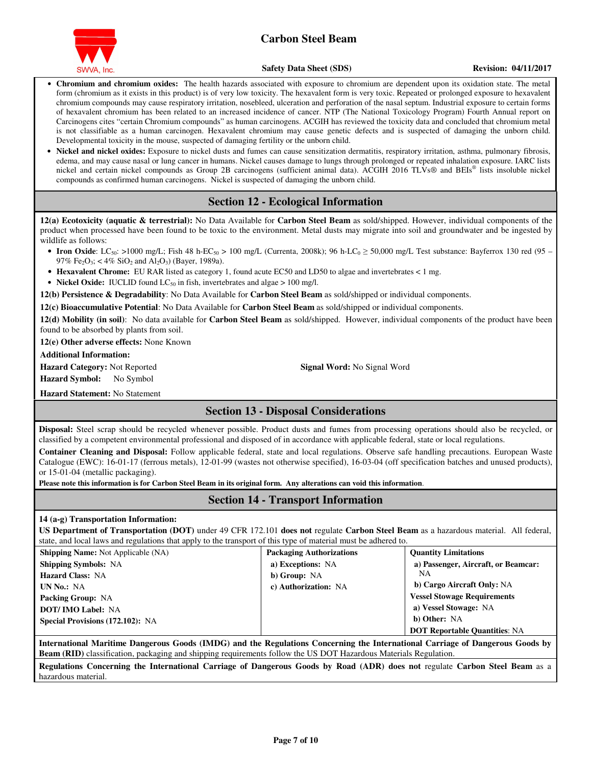- **Chromium and chromium oxides:** The health hazards associated with exposure to chromium are dependent upon its oxidation state. The metal form (chromium as it exists in this product) is of very low toxicity. The hexavalent form is very toxic. Repeated or prolonged exposure to hexavalent chromium compounds may cause respiratory irritation, nosebleed, ulceration and perforation of the nasal septum. Industrial exposure to certain forms of hexavalent chromium has been related to an increased incidence of cancer. NTP (The National Toxicology Program) Fourth Annual report on Carcinogens cites "certain Chromium compounds" as human carcinogens. ACGIH has reviewed the toxicity data and concluded that chromium metal is not classifiable as a human carcinogen. Hexavalent chromium may cause genetic defects and is suspected of damaging the unborn child. Developmental toxicity in the mouse, suspected of damaging fertility or the unborn child.
- **Nickel and nickel oxides:** Exposure to nickel dusts and fumes can cause sensitization dermatitis, respiratory irritation, asthma, pulmonary fibrosis, edema, and may cause nasal or lung cancer in humans. Nickel causes damage to lungs through prolonged or repeated inhalation exposure. IARC lists nickel and certain nickel compounds as Group 2B carcinogens (sufficient animal data). ACGIH 2016 TLVs® and BEIs® lists insoluble nickel compounds as confirmed human carcinogens. Nickel is suspected of damaging the unborn child.

## Section 12 - Ecological Information

**12(a) Ecotoxicity (aquatic & terrestrial):** No Data Available for **Carbon Steel Beam** as sold/shipped. However, individual components of the product when processed have been found to be toxic to the environment. Metal dusts may migrate into soil and groundwater and be ingested by wildlife as follows:

- **Iron Oxide**: $LC_{50}$: >1000 mg/L; Fish 48 h-$EC_{50}$ > 100 mg/L (Currenta, 2008k); 96 h-$LC_0$ ≥ 50,000 mg/L Test substance: Bayferrox 130 red (95 – 97% $Fe_2O_3$; < 4% $SiO_2$ and $Al_2O_3$) (Bayer, 1989a).
- **Hexavalent Chrome:** EU RAR listed as category 1, found acute EC50 and LD50 to algae and invertebrates < 1 mg.
- **Nickel Oxide:** IUCLID found $LC_{50}$ in fish, invertebrates and algae > 100 mg/l.

**12(b) Persistence & Degradability**: No Data Available for **Carbon Steel Beam** as sold/shipped or individual components.

**12(c) Bioaccumulative Potential**: No Data Available for **Carbon Steel Beam** as sold/shipped or individual components.

**12(d) Mobility (in soil)**: No data available for **Carbon Steel Beam** as sold/shipped. However, individual components of the product have been found to be absorbed by plants from soil.

**12(e) Other adverse effects:** None Known

**Additional Information:**

**Hazard Category:** Not Reported

**Signal Word:** No Signal Word

**Hazard Symbol:** No Symbol

**Hazard Statement:** No Statement

## Section 13 - Disposal Considerations

**Disposal:** Steel scrap should be recycled whenever possible. Product dusts and fumes from processing operations should also be recycled, or classified by a competent environmental professional and disposed of in accordance with applicable federal, state or local regulations.

**Container Cleaning and Disposal:** Follow applicable federal, state and local regulations. Observe safe handling precautions. European Waste Catalogue (EWC): 16-01-17 (ferrous metals), 12-01-99 (wastes not otherwise specified), 16-03-04 (off specification batches and unused products), or 15-01-04 (metallic packaging).

**Please note this information is for Carbon Steel Beam in its original form. Any alterations can void this information**.

## Section 14 - Transport Information

**14 (a-g) Transportation Information:**

**US Department of Transportation (DOT)** under 49 CFR 172.101 **does not** regulate **Carbon Steel Beam** as a hazardous material. All federal, state, and local laws and regulations that apply to the transport of this type of material must be adhered to.

| | | |
|---|---|---|
| **Shipping Name:** Not Applicable (NA) | **Packaging Authorizations** | **Quantity Limitations** |
| **Shipping Symbols:** NA | **a) Exceptions:** NA | **a) Passenger, Aircraft, or Beamcar:** NA |
| **Hazard Class:** NA | **b) Group:** NA | **b) Cargo Aircraft Only:** NA |
| **UN No.:** NA | **c) Authorization:** NA | **Vessel Stowage Requirements** |
| **Packing Group:** NA | | **a) Vessel Stowage:** NA |
| **DOT/ IMO Label:** NA | | **b) Other:** NA |
| **Special Provisions (172.102):** NA | | **DOT Reportable Quantities**: NA |

**International Maritime Dangerous Goods (IMDG) and the Regulations Concerning the International Carriage of Dangerous Goods by Beam (RID)** classification, packaging and shipping requirements follow the US DOT Hazardous Materials Regulation.

**Regulations Concerning the International Carriage of Dangerous Goods by Road (ADR) does not** regulate **Carbon Steel Beam** as a hazardous material.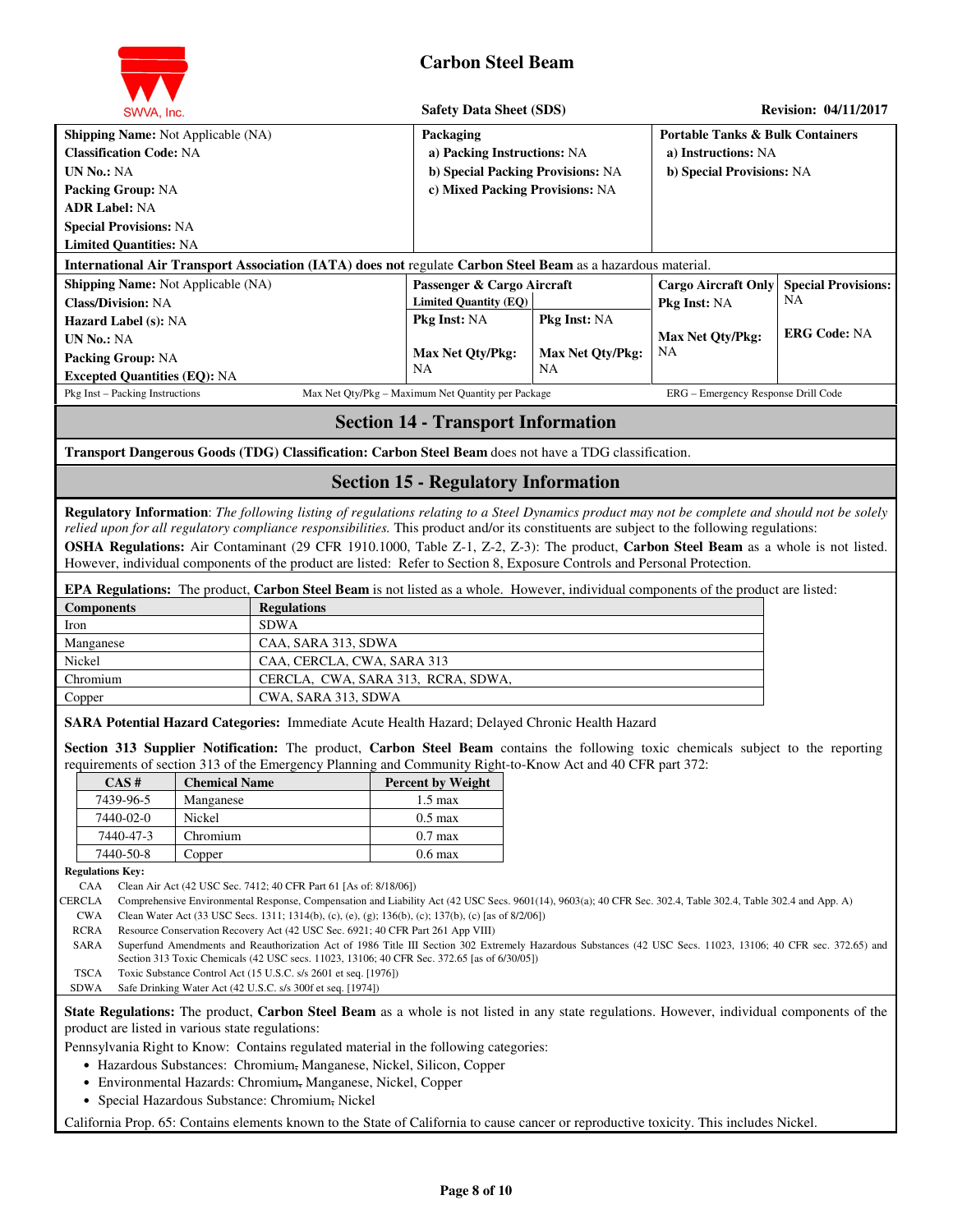| **Shipping Name:** Not Applicable (NA) | **Packaging** | **Portable Tanks & Bulk Containers** |
|---|---|---|
| **Classification Code:** NA | a) **Packing Instructions:** NA | a) **Instructions:** NA |
| **UN No.:** NA | b) **Special Packing Provisions:** NA | b) **Special Provisions:** NA |
| **Packing Group:** NA | c) **Mixed Packing Provisions:** NA | |
| **ADR Label:** NA | | |
| **Special Provisions:** NA | | |
| **Limited Quantities:** NA | | |

**International Air Transport Association (IATA) does not** regulate **Carbon Steel Beam** as a hazardous material.

| **Shipping Name:** Not Applicable (NA) | **Passenger & Cargo Aircraft** | | **Cargo Aircraft Only** | **Special Provisions:** NA |
|---|---|---|---|---|
| **Class/Division:** NA | **Limited Quantity (EQ)** | | **Pkg Inst:** NA | |
| **Hazard Label (s):** NA | **Pkg Inst:** NA | **Pkg Inst:** NA | | **ERG Code:** NA |
| **UN No.:** NA | | | **Max Net Qty/Pkg:** NA | |
| **Packing Group:** NA | **Max Net Qty/Pkg:** NA | **Max Net Qty/Pkg:** NA | | |
| **Excepted Quantities (EQ):** NA | | | | |

Pkg Inst – Packing Instructions  Max Net Qty/Pkg – Maximum Net Quantity per Package  ERG – Emergency Response Drill Code

## Section 14 - Transport Information

**Transport Dangerous Goods (TDG) Classification: Carbon Steel Beam** does not have a TDG classification.

## Section 15 - Regulatory Information

**Regulatory Information**: *The following listing of regulations relating to a Steel Dynamics product may not be complete and should not be solely relied upon for all regulatory compliance responsibilities.* This product and/or its constituents are subject to the following regulations:

**OSHA Regulations:** Air Contaminant (29 CFR 1910.1000, Table Z-1, Z-2, Z-3): The product, **Carbon Steel Beam** as a whole is not listed. However, individual components of the product are listed: Refer to Section 8, Exposure Controls and Personal Protection.

**EPA Regulations:** The product, **Carbon Steel Beam** is not listed as a whole. However, individual components of the product are listed:

| Components | Regulations |
|---|---|
| Iron | SDWA |
| Manganese | CAA, SARA 313, SDWA |
| Nickel | CAA, CERCLA, CWA, SARA 313 |
| Chromium | CERCLA, CWA, SARA 313, RCRA, SDWA, |
| Copper | CWA, SARA 313, SDWA |

**SARA Potential Hazard Categories:** Immediate Acute Health Hazard; Delayed Chronic Health Hazard

**Section 313 Supplier Notification:** The product, **Carbon Steel Beam** contains the following toxic chemicals subject to the reporting requirements of section 313 of the Emergency Planning and Community Right-to-Know Act and 40 CFR part 372:

| CAS # | Chemical Name | Percent by Weight |
|---|---|---|
| 7439-96-5 | Manganese | 1.5 max |
| 7440-02-0 | Nickel | 0.5 max |
| 7440-47-3 | Chromium | 0.7 max |
| 7440-50-8 | Copper | 0.6 max |

**Regulations Key:**

| | |
|---|---|
| CAA | Clean Air Act (42 USC Sec. 7412; 40 CFR Part 61 [As of: 8/18/06]) |
| CERCLA | Comprehensive Environmental Response, Compensation and Liability Act (42 USC Secs. 9601(14), 9603(a); 40 CFR Sec. 302.4, Table 302.4, Table 302.4 and App. A) |
| CWA | Clean Water Act (33 USC Secs. 1311; 1314(b), (c), (e), (g); 136(b), (c); 137(b), (c) [as of 8/2/06]) |
| RCRA | Resource Conservation Recovery Act (42 USC Sec. 6921; 40 CFR Part 261 App VIII) |
| SARA | Superfund Amendments and Reauthorization Act of 1986 Title III Section 302 Extremely Hazardous Substances (42 USC Secs. 11023, 13106; 40 CFR sec. 372.65) and Section 313 Toxic Chemicals (42 USC secs. 11023, 13106; 40 CFR Sec. 372.65 [as of 6/30/05]) |
| TSCA | Toxic Substance Control Act (15 U.S.C. s/s 2601 et seq. [1976]) |
| SDWA | Safe Drinking Water Act (42 U.S.C. s/s 300f et seq. [1974]) |

**State Regulations:** The product, **Carbon Steel Beam** as a whole is not listed in any state regulations. However, individual components of the product are listed in various state regulations:

Pennsylvania Right to Know: Contains regulated material in the following categories:

- Hazardous Substances: Chromium, Manganese, Nickel, Silicon, Copper
- Environmental Hazards: Chromium, Manganese, Nickel, Copper
- Special Hazardous Substance: Chromium, Nickel

California Prop. 65: Contains elements known to the State of California to cause cancer or reproductive toxicity. This includes Nickel.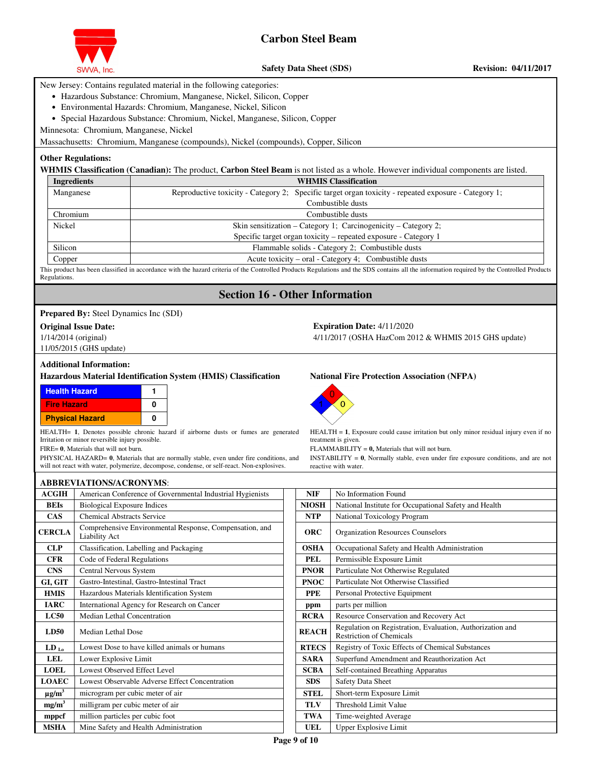New Jersey: Contains regulated material in the following categories:

- Hazardous Substance: Chromium, Manganese, Nickel, Silicon, Copper
- Environmental Hazards: Chromium, Manganese, Nickel, Silicon
- Special Hazardous Substance: Chromium, Nickel, Manganese, Silicon, Copper

Minnesota: Chromium, Manganese, Nickel

Massachusetts: Chromium, Manganese (compounds), Nickel (compounds), Copper, Silicon

**Other Regulations:**

**WHMIS Classification (Canadian):** The product, **Carbon Steel Beam** is not listed as a whole. However individual components are listed.

| Ingredients | WHMIS Classification |
|---|---|
| Manganese | Reproductive toxicity - Category 2; Specific target organ toxicity - repeated exposure - Category 1; Combustible dusts |
| Chromium | Combustible dusts |
| Nickel | Skin sensitization – Category 1; Carcinogenicity – Category 2; Specific target organ toxicity – repeated exposure - Category 1 |
| Silicon | Flammable solids - Category 2; Combustible dusts |
| Copper | Acute toxicity – oral - Category 4; Combustible dusts |

This product has been classified in accordance with the hazard criteria of the Controlled Products Regulations and the SDS contains all the information required by the Controlled Products Regulations.

## Section 16 - Other Information

**Prepared By:** Steel Dynamics Inc (SDI)

**Original Issue Date:**
1/14/2014 (original)
11/05/2015 (GHS update)

**Expiration Date:** 4/11/2020
4/11/2017 (OSHA HazCom 2012 & WHMIS 2015 GHS update)

**Additional Information:**

**Hazardous Material Identification System (HMIS) Classification**

| Health Hazard | 1 |
|---|---|
| Fire Hazard | 0 |
| Physical Hazard | 0 |

HEALTH= **1**, Denotes possible chronic hazard if airborne dusts or fumes are generated Irritation or minor reversible injury possible.
FIRE= **0**, Materials that will not burn.
PHYSICAL HAZARD= **0**, Materials that are normally stable, even under fire conditions, and will not react with water, polymerize, decompose, condense, or self-react. Non-explosives.

**National Fire Protection Association (NFPA)**

Health: 1, Flammability: 0, Instability: 0

HEALTH = **1**, Exposure could cause irritation but only minor residual injury even if no treatment is given.
FLAMMABILITY = **0,** Materials that will not burn.
INSTABILITY = **0**, Normally stable, even under fire exposure conditions, and are not reactive with water.

**ABBREVIATIONS/ACRONYMS**:

| | | | |
|---|---|---|---|
| **ACGIH** | American Conference of Governmental Industrial Hygienists | **NIF** | No Information Found |
| **BEIs** | Biological Exposure Indices | **NIOSH** | National Institute for Occupational Safety and Health |
| **CAS** | Chemical Abstracts Service | **NTP** | National Toxicology Program |
| **CERCLA** | Comprehensive Environmental Response, Compensation, and Liability Act | **ORC** | Organization Resources Counselors |
| **CLP** | Classification, Labelling and Packaging | **OSHA** | Occupational Safety and Health Administration |
| **CFR** | Code of Federal Regulations | **PEL** | Permissible Exposure Limit |
| **CNS** | Central Nervous System | **PNOR** | Particulate Not Otherwise Regulated |
| **GI, GIT** | Gastro-Intestinal, Gastro-Intestinal Tract | **PNOC** | Particulate Not Otherwise Classified |
| **HMIS** | Hazardous Materials Identification System | **PPE** | Personal Protective Equipment |
| **IARC** | International Agency for Research on Cancer | **ppm** | parts per million |
| **LC50** | Median Lethal Concentration | **RCRA** | Resource Conservation and Recovery Act |
| **LD50** | Median Lethal Dose | **REACH** | Regulation on Registration, Evaluation, Authorization and Restriction of Chemicals |
| **$LD_{Lo}$** | Lowest Dose to have killed animals or humans | **RTECS** | Registry of Toxic Effects of Chemical Substances |
| **LEL** | Lower Explosive Limit | **SARA** | Superfund Amendment and Reauthorization Act |
| **LOEL** | Lowest Observed Effect Level | **SCBA** | Self-contained Breathing Apparatus |
| **LOAEC** | Lowest Observable Adverse Effect Concentration | **SDS** | Safety Data Sheet |
| **$\mu g/m^3$** | microgram per cubic meter of air | **STEL** | Short-term Exposure Limit |
| **$mg/m^3$** | milligram per cubic meter of air | **TLV** | Threshold Limit Value |
| **mppcf** | million particles per cubic foot | **TWA** | Time-weighted Average |
| **MSHA** | Mine Safety and Health Administration | **UEL** | Upper Explosive Limit |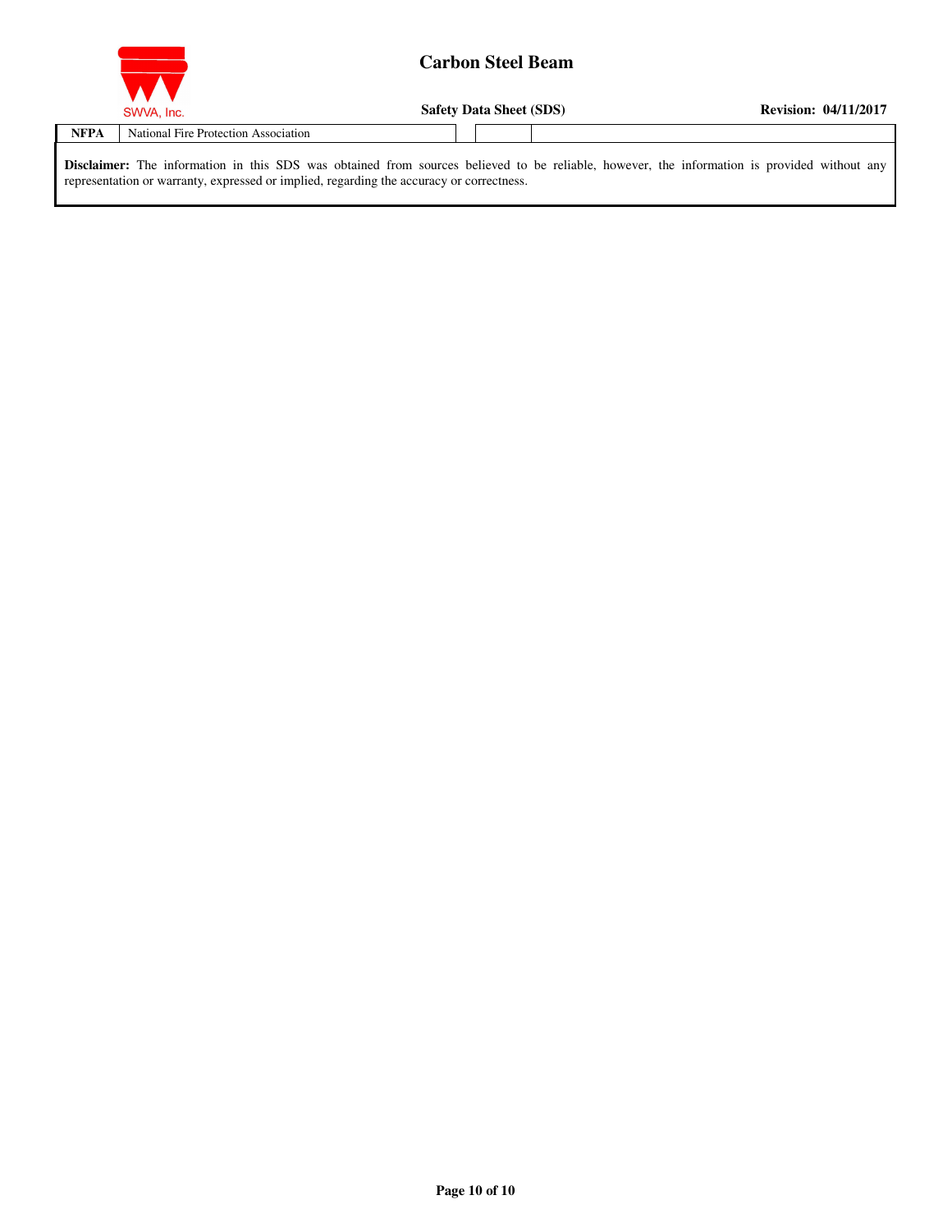| | | | |
|---|---|---|---|
| **NFPA** | National Fire Protection Association | | |

**Disclaimer:** The information in this SDS was obtained from sources believed to be reliable, however, the information is provided without any representation or warranty, expressed or implied, regarding the accuracy or correctness.